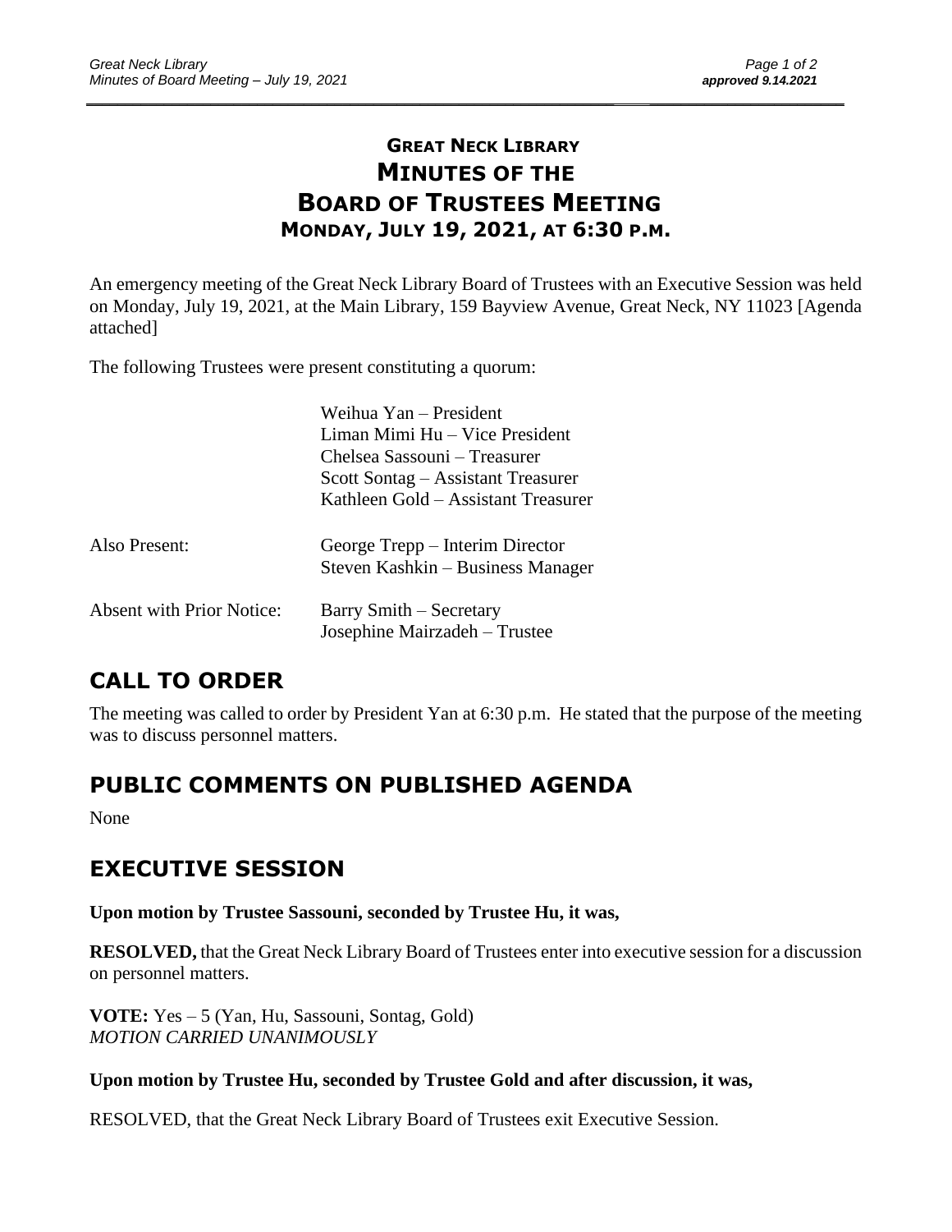# GREAT NECK LIBRARY
# MINUTES OF THE
# BOARD OF TRUSTEES MEETING
## MONDAY, JULY 19, 2021, AT 6:30 P.M.

An emergency meeting of the Great Neck Library Board of Trustees with an Executive Session was held on Monday, July 19, 2021, at the Main Library, 159 Bayview Avenue, Great Neck, NY 11023 [Agenda attached]

The following Trustees were present constituting a quorum:

Weihua Yan – President
Liman Mimi Hu – Vice President
Chelsea Sassouni – Treasurer
Scott Sontag – Assistant Treasurer
Kathleen Gold – Assistant Treasurer

Also Present: George Trepp – Interim Director
Steven Kashkin – Business Manager

Absent with Prior Notice: Barry Smith – Secretary
Josephine Mairzadeh – Trustee

## CALL TO ORDER

The meeting was called to order by President Yan at 6:30 p.m. He stated that the purpose of the meeting was to discuss personnel matters.

## PUBLIC COMMENTS ON PUBLISHED AGENDA

None

## EXECUTIVE SESSION

**Upon motion by Trustee Sassouni, seconded by Trustee Hu, it was,**

**RESOLVED,** that the Great Neck Library Board of Trustees enter into executive session for a discussion on personnel matters.

**VOTE:** Yes – 5 (Yan, Hu, Sassouni, Sontag, Gold)
*MOTION CARRIED UNANIMOUSLY*

**Upon motion by Trustee Hu, seconded by Trustee Gold and after discussion, it was,**

RESOLVED, that the Great Neck Library Board of Trustees exit Executive Session.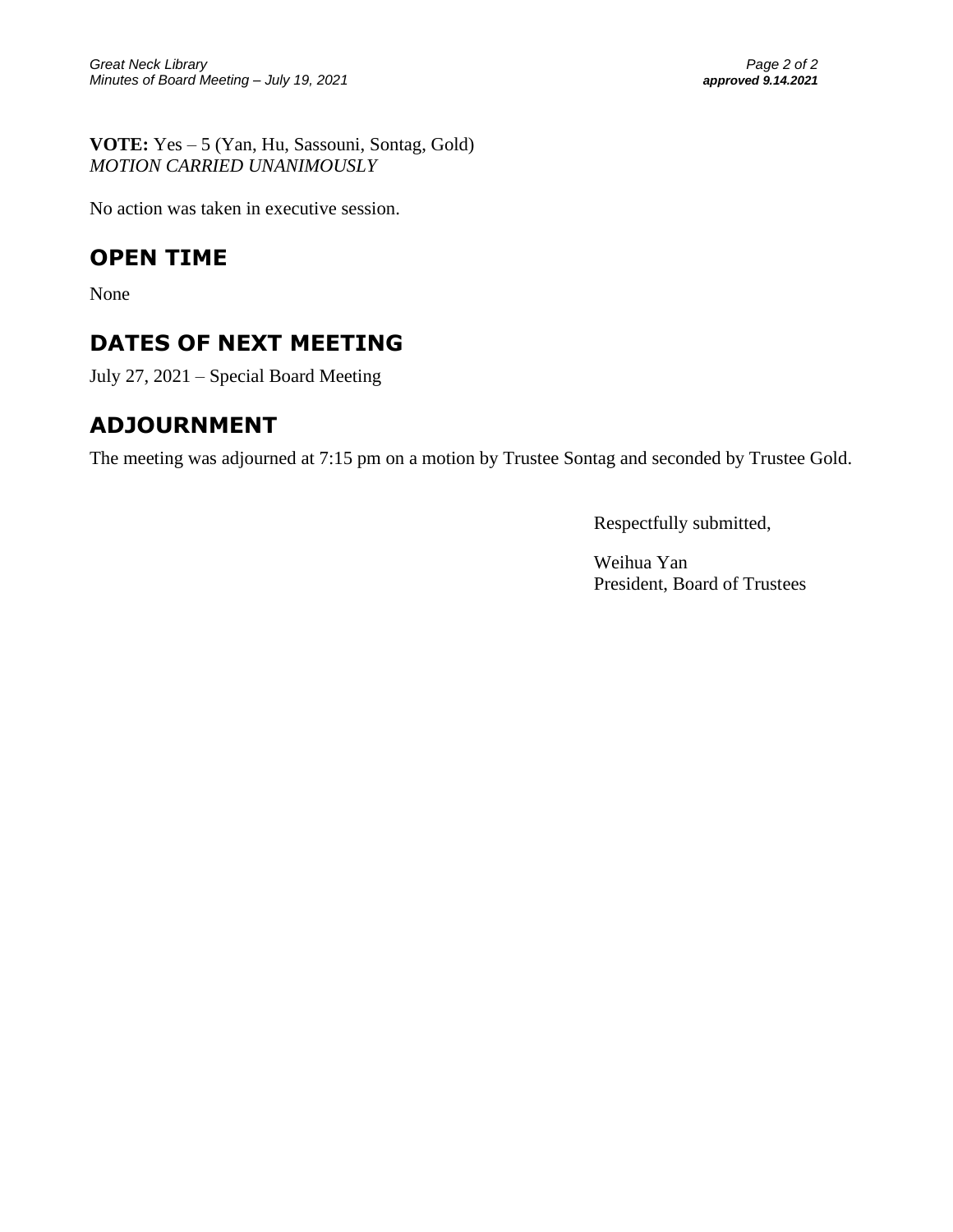**VOTE:** Yes – 5 (Yan, Hu, Sassouni, Sontag, Gold)
*MOTION CARRIED UNANIMOUSLY*

No action was taken in executive session.

## OPEN TIME

None

## DATES OF NEXT MEETING

July 27, 2021 – Special Board Meeting

## ADJOURNMENT

The meeting was adjourned at 7:15 pm on a motion by Trustee Sontag and seconded by Trustee Gold.

Respectfully submitted,

Weihua Yan
President, Board of Trustees